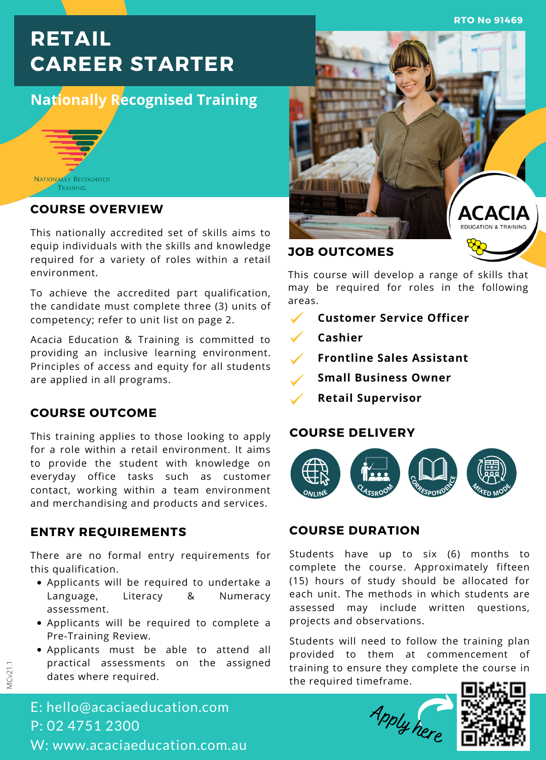RTO No 91469

# RETAIL CAREER STARTER

## Nationally Recognised Training

NATIONALLY RECOGNISED TRAINING

## COURSE OVERVIEW

This nationally accredited set of skills aims to equip individuals with the skills and knowledge required for a variety of roles within a retail environment.

To achieve the accredited part qualification, the candidate must complete three (3) units of competency; refer to unit list on page 2.

Acacia Education & Training is committed to providing an inclusive learning environment. Principles of access and equity for all students are applied in all programs.

## COURSE OUTCOME

This training applies to those looking to apply for a role within a retail environment. It aims to provide the student with knowledge on everyday office tasks such as customer contact, working within a team environment and merchandising and products and services.

## ENTRY REQUIREMENTS

There are no formal entry requirements for this qualification.

- Applicants will be required to undertake a Language, Literacy & Numeracy assessment.
- Applicants will be required to complete a Pre-Training Review.
- Applicants must be able to attend all practical assessments on the assigned dates where required.

ACACIA EDUCATION & TRAINING

## JOB OUTCOMES

This course will develop a range of skills that may be required for roles in the following areas.

- ✓ **Customer Service Officer**
- ✓ **Cashier**
- ✓ **Frontline Sales Assistant**
- ✓ **Small Business Owner**
- ✓ **Retail Supervisor**

## COURSE DELIVERY

ONLINE | CLASSROOM | CORRESPONDENCE | MIXED MODE

## COURSE DURATION

Students have up to six (6) months to complete the course. Approximately fifteen (15) hours of study should be allocated for each unit. The methods in which students are assessed may include written questions, projects and observations.

Students will need to follow the training plan provided to them at commencement of training to ensure they complete the course in the required timeframe.

E: hello@acaciaeducation.com
P: 02 4751 2300
W: www.acaciaeducation.com.au

Apply here

MCv21.1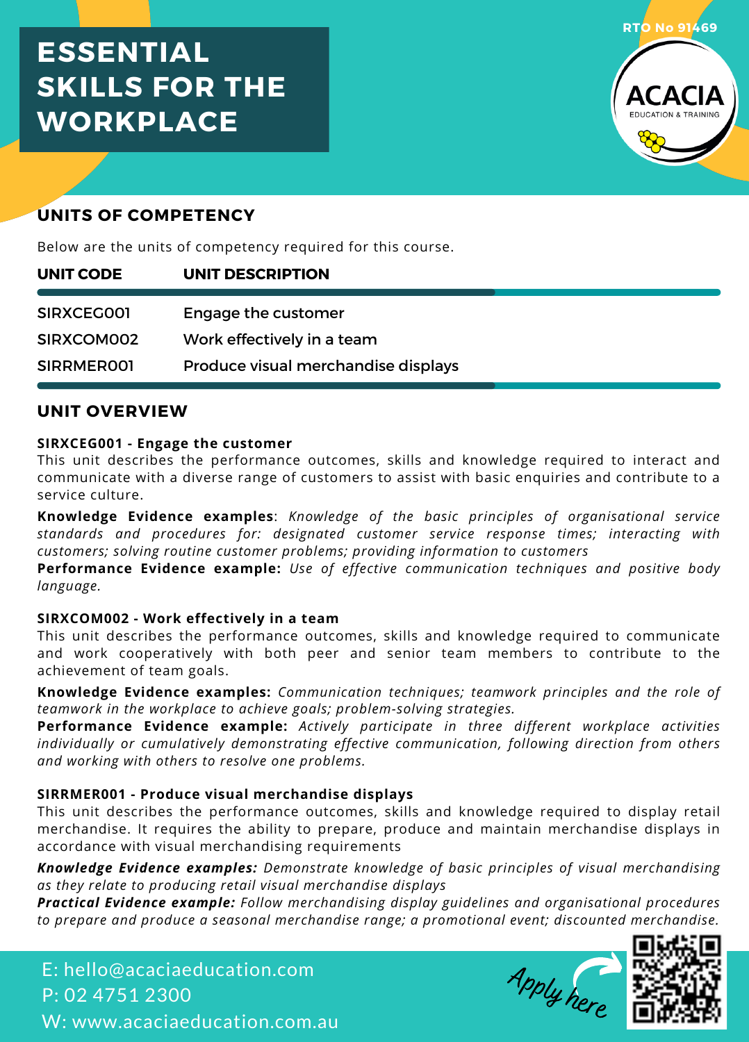# ESSENTIAL SKILLS FOR THE WORKPLACE

RTO No 91469

ACACIA EDUCATION & TRAINING

## UNITS OF COMPETENCY

Below are the units of competency required for this course.

| UNIT CODE | UNIT DESCRIPTION |
|---|---|
| SIRXCEG001 | Engage the customer |
| SIRXCOM002 | Work effectively in a team |
| SIRRMER001 | Produce visual merchandise displays |

## UNIT OVERVIEW

**SIRXCEG001 - Engage the customer**
This unit describes the performance outcomes, skills and knowledge required to interact and communicate with a diverse range of customers to assist with basic enquiries and contribute to a service culture.

**Knowledge Evidence examples**: *Knowledge of the basic principles of organisational service standards and procedures for: designated customer service response times; interacting with customers; solving routine customer problems; providing information to customers*
**Performance Evidence example:** *Use of effective communication techniques and positive body language.*

**SIRXCOM002 - Work effectively in a team**
This unit describes the performance outcomes, skills and knowledge required to communicate and work cooperatively with both peer and senior team members to contribute to the achievement of team goals.

**Knowledge Evidence examples:** *Communication techniques; teamwork principles and the role of teamwork in the workplace to achieve goals; problem-solving strategies.*
**Performance Evidence example:** *Actively participate in three different workplace activities individually or cumulatively demonstrating effective communication, following direction from others and working with others to resolve one problems.*

**SIRRMER001 - Produce visual merchandise displays**
This unit describes the performance outcomes, skills and knowledge required to display retail merchandise. It requires the ability to prepare, produce and maintain merchandise displays in accordance with visual merchandising requirements

***Knowledge Evidence examples:*** *Demonstrate knowledge of basic principles of visual merchandising as they relate to producing retail visual merchandise displays*
***Practical Evidence example:*** *Follow merchandising display guidelines and organisational procedures to prepare and produce a seasonal merchandise range; a promotional event; discounted merchandise.*

E: hello@acaciaeducation.com
P: 02 4751 2300
W: www.acaciaeducation.com.au

Apply here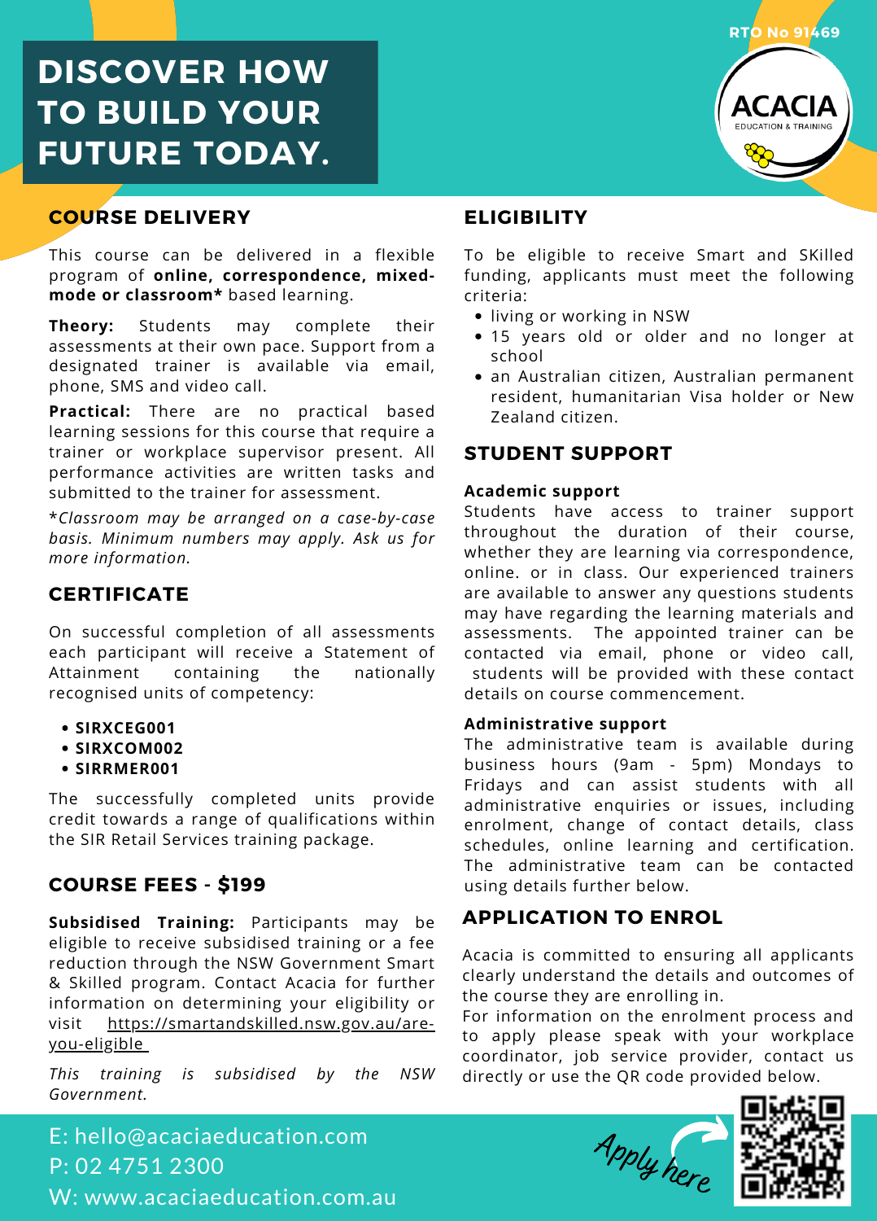RTO No 91469

# DISCOVER HOW TO BUILD YOUR FUTURE TODAY.

## COURSE DELIVERY

This course can be delivered in a flexible program of **online, correspondence, mixed-mode or classroom*** based learning.

**Theory:** Students may complete their assessments at their own pace. Support from a designated trainer is available via email, phone, SMS and video call.

**Practical:** There are no practical based learning sessions for this course that require a trainer or workplace supervisor present. All performance activities are written tasks and submitted to the trainer for assessment.

**Classroom may be arranged on a case-by-case basis. Minimum numbers may apply. Ask us for more information.*

## CERTIFICATE

On successful completion of all assessments each participant will receive a Statement of Attainment containing the nationally recognised units of competency:

- **SIRXCEG001**
- **SIRXCOM002**
- **SIRRMER001**

The successfully completed units provide credit towards a range of qualifications within the SIR Retail Services training package.

## COURSE FEES - $199

**Subsidised Training:** Participants may be eligible to receive subsidised training or a fee reduction through the NSW Government Smart & Skilled program. Contact Acacia for further information on determining your eligibility or visit https://smartandskilled.nsw.gov.au/are-you-eligible

*This training is subsidised by the NSW Government.*

## ELIGIBILITY

To be eligible to receive Smart and SKilled funding, applicants must meet the following criteria:

- living or working in NSW
- 15 years old or older and no longer at school
- an Australian citizen, Australian permanent resident, humanitarian Visa holder or New Zealand citizen.

## STUDENT SUPPORT

### Academic support

Students have access to trainer support throughout the duration of their course, whether they are learning via correspondence, online. or in class. Our experienced trainers are available to answer any questions students may have regarding the learning materials and assessments. The appointed trainer can be contacted via email, phone or video call, students will be provided with these contact details on course commencement.

### Administrative support

The administrative team is available during business hours (9am - 5pm) Mondays to Fridays and can assist students with all administrative enquiries or issues, including enrolment, change of contact details, class schedules, online learning and certification. The administrative team can be contacted using details further below.

## APPLICATION TO ENROL

Acacia is committed to ensuring all applicants clearly understand the details and outcomes of the course they are enrolling in.
For information on the enrolment process and to apply please speak with your workplace coordinator, job service provider, contact us directly or use the QR code provided below.

E: hello@acaciaeducation.com
P: 02 4751 2300
W: www.acaciaeducation.com.au

Apply here